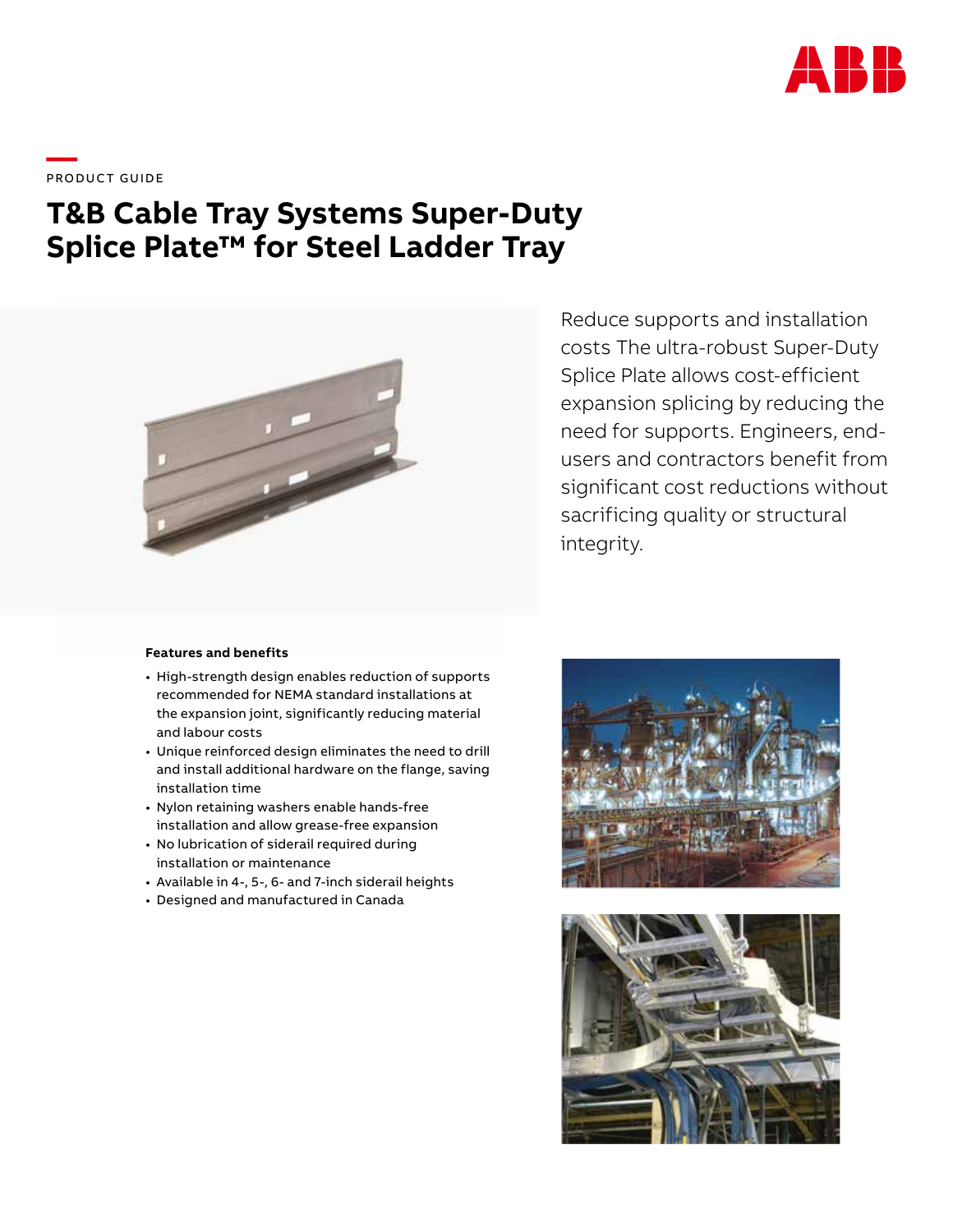PRODUCT GUIDE

# T&B Cable Tray Systems Super-Duty Splice Plate™ for Steel Ladder Tray

Reduce supports and installation costs The ultra-robust Super-Duty Splice Plate allows cost-efficient expansion splicing by reducing the need for supports. Engineers, end-users and contractors benefit from significant cost reductions without sacrificing quality or structural integrity.

**Features and benefits**

- High-strength design enables reduction of supports recommended for NEMA standard installations at the expansion joint, significantly reducing material and labour costs
- Unique reinforced design eliminates the need to drill and install additional hardware on the flange, saving installation time
- Nylon retaining washers enable hands-free installation and allow grease-free expansion
- No lubrication of siderail required during installation or maintenance
- Available in 4-, 5-, 6- and 7-inch siderail heights
- Designed and manufactured in Canada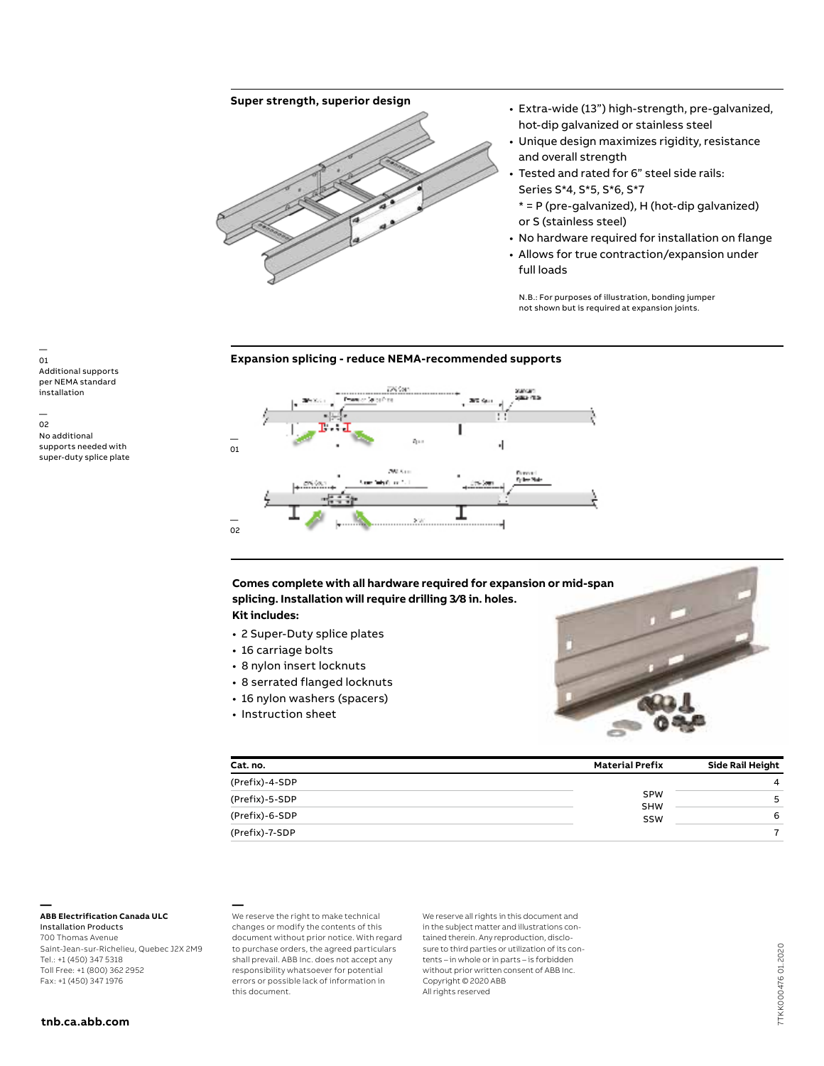## Super strength, superior design

- Extra-wide (13") high-strength, pre-galvanized, hot-dip galvanized or stainless steel
- Unique design maximizes rigidity, resistance and overall strength
- Tested and rated for 6" steel side rails: Series S*4, S*5, S*6, S*7
  * = P (pre-galvanized), H (hot-dip galvanized) or S (stainless steel)
- No hardware required for installation on flange
- Allows for true contraction/expansion under full loads

N.B.: For purposes of illustration, bonding jumper not shown but is required at expansion joints.

## Expansion splicing - reduce NEMA-recommended supports

01
Additional supports per NEMA standard installation

02
No additional supports needed with super-duty splice plate

**Comes complete with all hardware required for expansion or mid-span splicing. Installation will require drilling 3/8 in. holes.**
**Kit includes:**

- 2 Super-Duty splice plates
- 16 carriage bolts
- 8 nylon insert locknuts
- 8 serrated flanged locknuts
- 16 nylon washers (spacers)
- Instruction sheet

| Cat. no. | Material Prefix | Side Rail Height |
|---|---|---|
| (Prefix)-4-SDP | SPW SHW SSW | 4 |
| (Prefix)-5-SDP | | 5 |
| (Prefix)-6-SDP | | 6 |
| (Prefix)-7-SDP | | 7 |

**ABB Electrification Canada ULC**
Installation Products
700 Thomas Avenue
Saint-Jean-sur-Richelieu, Quebec J2X 2M9
Tel.: +1 (450) 347 5318
Toll Free: +1 (800) 362 2952
Fax: +1 (450) 347 1976

**tnb.ca.abb.com**

We reserve the right to make technical changes or modify the contents of this document without prior notice. With regard to purchase orders, the agreed particulars shall prevail. ABB Inc. does not accept any responsibility whatsoever for potential errors or possible lack of information in this document.

We reserve all rights in this document and in the subject matter and illustrations contained therein. Any reproduction, disclosure to third parties or utilization of its contents – in whole or in parts – is forbidden without prior written consent of ABB Inc.
Copyright © 2020 ABB
All rights reserved

7TKK000476 01.2020